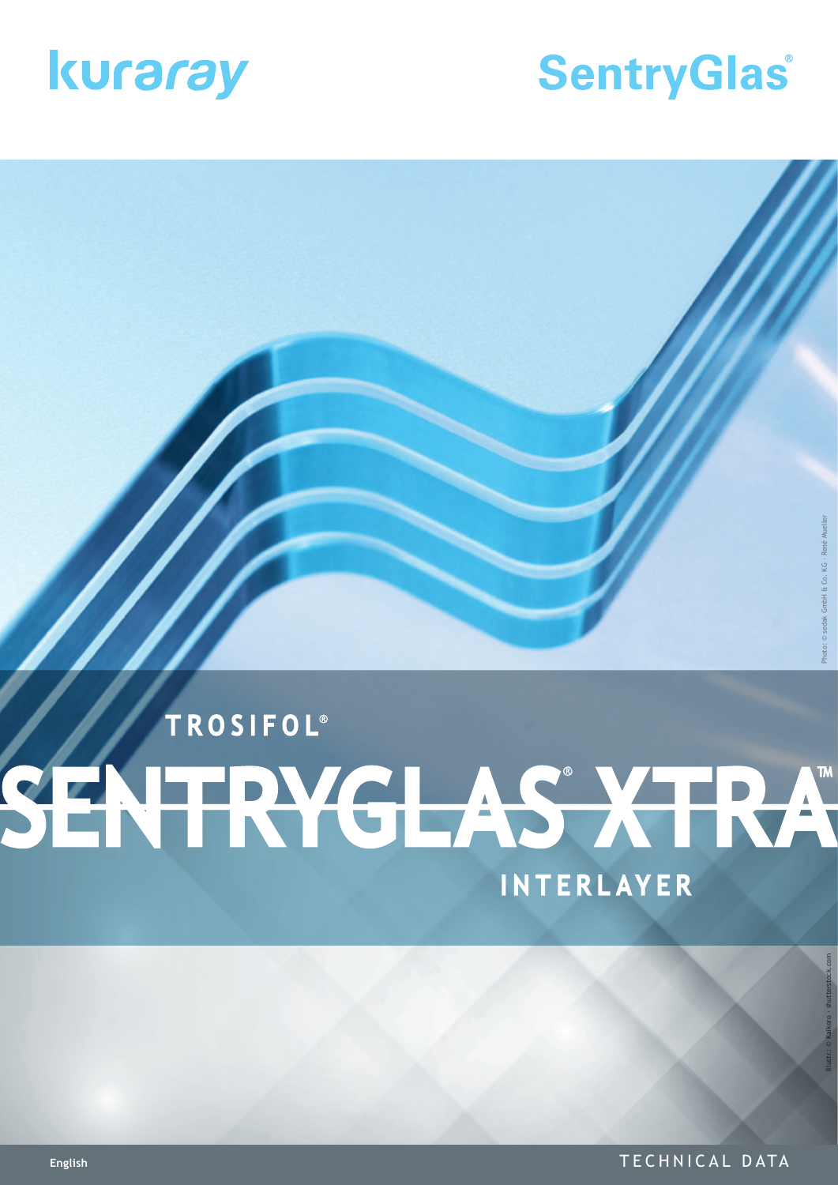kuraray

SentryGlas®

TROSIFOL®

# SENTRYGLAS® XTRA™

INTERLAYER

Photo: © sedak GmbH & Co. KG · René Mueller

Illustr.: © Kaikoro · shutterstock.com

English

TECHNICAL DATA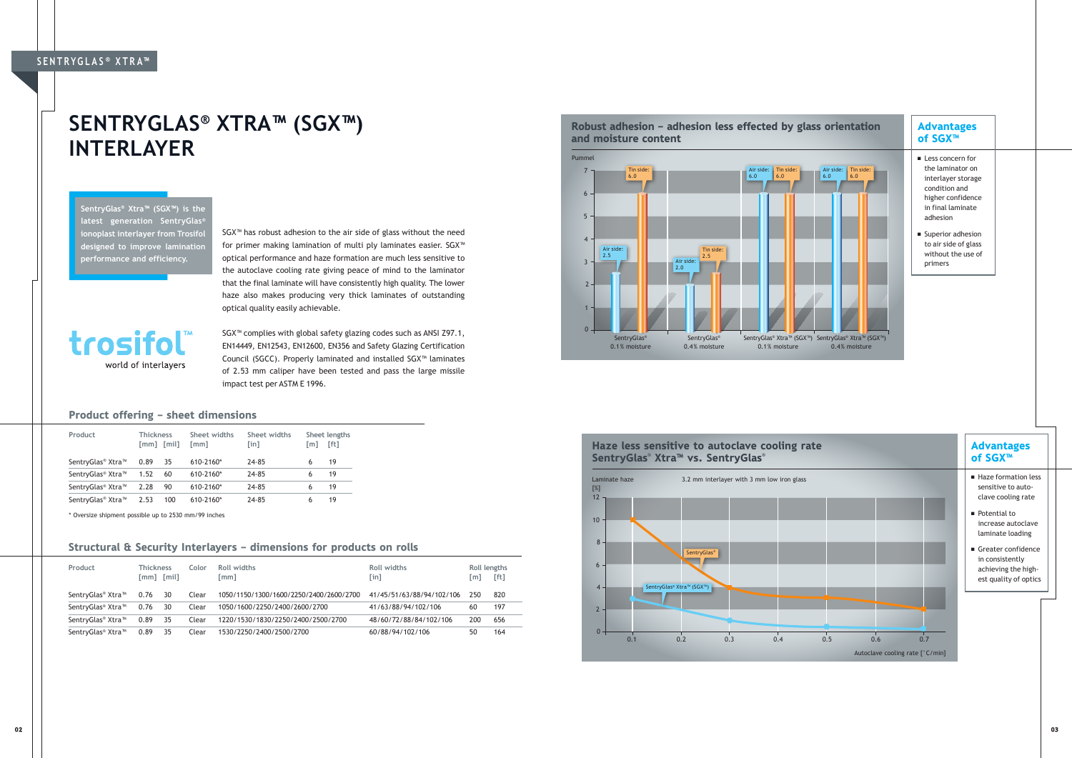# SENTRYGLAS® XTRA™ (SGX™) INTERLAYER

**SentryGlas® Xtra™ (SGX™) is the latest generation SentryGlas® ionoplast interlayer from Trosifol designed to improve lamination performance and efficiency.**

SGX™ has robust adhesion to the air side of glass without the need for primer making lamination of multi ply laminates easier. SGX™ optical performance and haze formation are much less sensitive to the autoclave cooling rate giving peace of mind to the laminator that the final laminate will have consistently high quality. The lower haze also makes producing very thick laminates of outstanding optical quality easily achievable.

SGX™ complies with global safety glazing codes such as ANSI Z97.1, EN14449, EN12543, EN12600, EN356 and Safety Glazing Certification Council (SGCC). Properly laminated and installed SGX™ laminates of 2.53 mm caliper have been tested and pass the large missile impact test per ASTM E 1996.

trosifol™ world of interlayers

## Product offering – sheet dimensions

| Product | Thickness [mm] | Thickness [mil] | Sheet widths [mm] | Sheet widths [in] | Sheet lengths [m] | Sheet lengths [ft] |
|---|---|---|---|---|---|---|
| SentryGlas® Xtra™ | 0.89 | 35 | 610-2160* | 24-85 | 6 | 19 |
| SentryGlas® Xtra™ | 1.52 | 60 | 610-2160* | 24-85 | 6 | 19 |
| SentryGlas® Xtra™ | 2.28 | 90 | 610-2160* | 24-85 | 6 | 19 |
| SentryGlas® Xtra™ | 2.53 | 100 | 610-2160* | 24-85 | 6 | 19 |

* Oversize shipment possible up to 2530 mm/99 inches

## Structural & Security Interlayers – dimensions for products on rolls

| Product | Thickness [mm] | Thickness [mil] | Color | Roll widths [mm] | Roll widths [in] | Roll lengths [m] | Roll lengths [ft] |
|---|---|---|---|---|---|---|---|
| SentryGlas® Xtra™ | 0.76 | 30 | Clear | 1050/1150/1300/1600/2250/2400/2600/2700 | 41/45/51/63/88/94/102/106 | 250 | 820 |
| SentryGlas® Xtra™ | 0.76 | 30 | Clear | 1050/1600/2250/2400/2600/2700 | 41/63/88/94/102/106 | 60 | 197 |
| SentryGlas® Xtra™ | 0.89 | 35 | Clear | 1220/1530/1830/2250/2400/2500/2700 | 48/60/72/88/84/102/106 | 200 | 656 |
| SentryGlas® Xtra™ | 0.89 | 35 | Clear | 1530/2250/2400/2500/2700 | 60/88/94/102/106 | 50 | 164 |

## Robust adhesion – adhesion less effected by glass orientation and moisture content

Pummel

| | Air side | Tin side |
|---|---|---|
| SentryGlas® 0.1% moisture | 2.5 | 6.0 |
| SentryGlas® 0.4% moisture | 2.0 | 2.5 |
| SentryGlas® Xtra™ (SGX™) 0.1% moisture | 6.0 | 6.0 |
| SentryGlas® Xtra™ (SGX™) 0.4% moisture | 6.0 | 6.0 |

### Advantages of SGX™

- Less concern for the laminator on interlayer storage condition and higher confidence in final laminate adhesion
- Superior adhesion to air side of glass without the use of primers

## Haze less sensitive to autoclave cooling rate SentryGlas® Xtra™ vs. SentryGlas®

Laminate haze [%] — 3.2 mm interlayer with 3 mm low iron glass — Autoclave cooling rate [°C/min]; curves: SentryGlas®, SentryGlas® Xtra™ (SGX™)

### Advantages of SGX™

- Haze formation less sensitive to autoclave cooling rate
- Potential to increase autoclave laminate loading
- Greater confidence in consistently achieving the highest quality of optics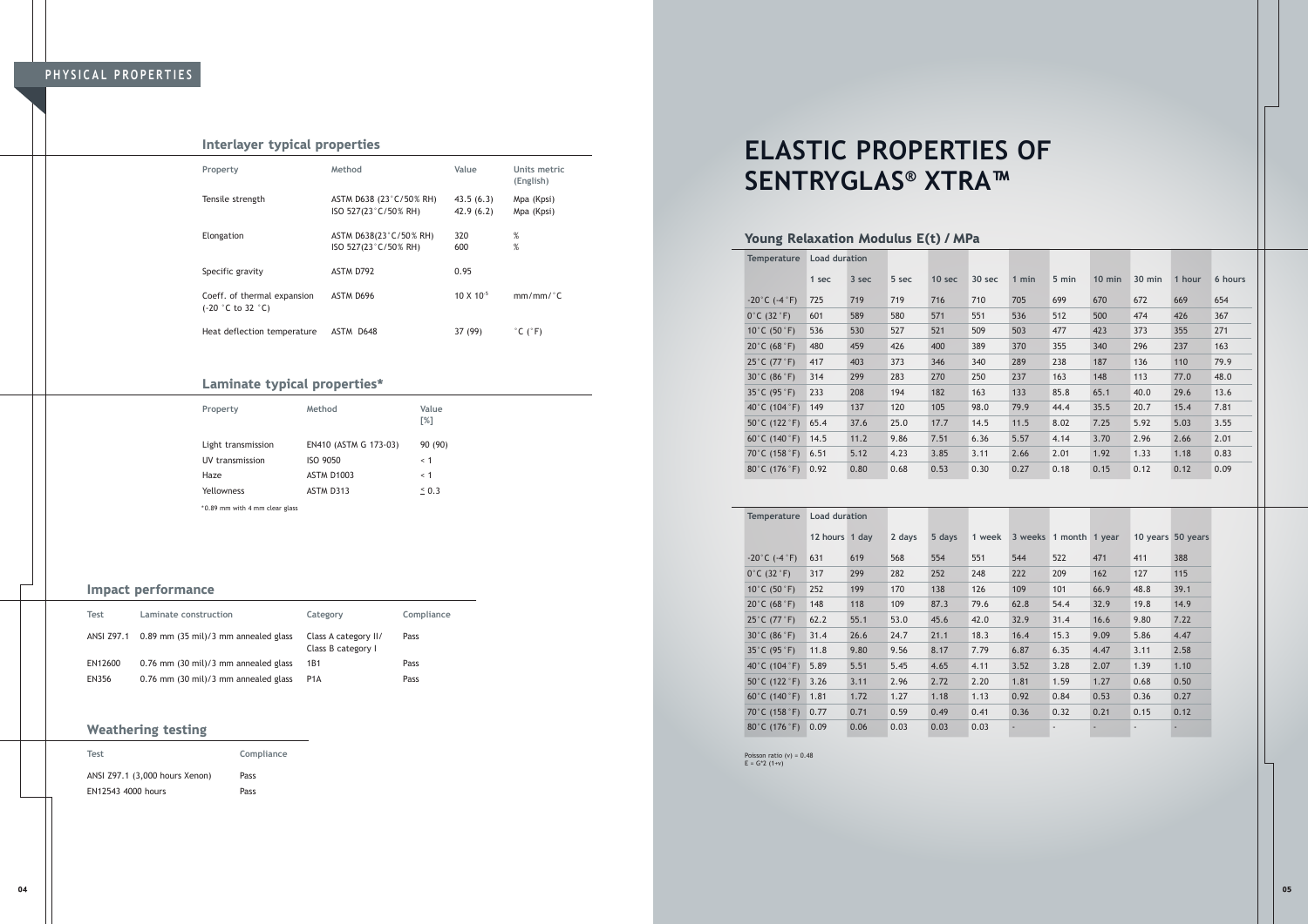## PHYSICAL PROPERTIES

### Interlayer typical properties

| Property | Method | Value | Units metric (English) |
|---|---|---|---|
| Tensile strength | ASTM D638 (23°C/50% RH)<br>ISO 527(23°C/50% RH) | 43.5 (6.3)<br>42.9 (6.2) | Mpa (Kpsi)<br>Mpa (Kpsi) |
| Elongation | ASTM D638(23°C/50% RH)<br>ISO 527(23°C/50% RH) | 320<br>600 | %<br>% |
| Specific gravity | ASTM D792 | 0.95 | |
| Coeff. of thermal expansion (-20 °C to 32 °C) | ASTM D696 | $10 \times 10^{-5}$ | mm/mm/°C |
| Heat deflection temperature | ASTM D648 | 37 (99) | °C (°F) |

### Laminate typical properties*

| Property | Method | Value [%] |
|---|---|---|
| Light transmission | EN410 (ASTM G 173-03) | 90 (90) |
| UV transmission | ISO 9050 | < 1 |
| Haze | ASTM D1003 | < 1 |
| Yellowness | ASTM D313 | ≤ 0.3 |

*0.89 mm with 4 mm clear glass

### Impact performance

| Test | Laminate construction | Category | Compliance |
|---|---|---|---|
| ANSI Z97.1 | 0.89 mm (35 mil)/3 mm annealed glass | Class A category II/ Class B category I | Pass |
| EN12600 | 0.76 mm (30 mil)/3 mm annealed glass | 1B1 | Pass |
| EN356 | 0.76 mm (30 mil)/3 mm annealed glass | P1A | Pass |

### Weathering testing

| Test | Compliance |
|---|---|
| ANSI Z97.1 (3,000 hours Xenon) | Pass |
| EN12543 4000 hours | Pass |

# ELASTIC PROPERTIES OF SENTRYGLAS® XTRA™

### Young Relaxation Modulus E(t) / MPa

| Temperature | Load duration | | | | | | | | | | |
|---|---|---|---|---|---|---|---|---|---|---|---|
| | 1 sec | 3 sec | 5 sec | 10 sec | 30 sec | 1 min | 5 min | 10 min | 30 min | 1 hour | 6 hours |
| -20°C (-4°F) | 725 | 719 | 719 | 716 | 710 | 705 | 699 | 670 | 672 | 669 | 654 |
| 0°C (32°F) | 601 | 589 | 580 | 571 | 551 | 536 | 512 | 500 | 474 | 426 | 367 |
| 10°C (50°F) | 536 | 530 | 527 | 521 | 509 | 503 | 477 | 423 | 373 | 355 | 271 |
| 20°C (68°F) | 480 | 459 | 426 | 400 | 389 | 370 | 355 | 340 | 296 | 237 | 163 |
| 25°C (77°F) | 417 | 403 | 373 | 346 | 340 | 289 | 238 | 187 | 136 | 110 | 79.9 |
| 30°C (86°F) | 314 | 299 | 283 | 270 | 250 | 237 | 163 | 148 | 113 | 77.0 | 48.0 |
| 35°C (95°F) | 233 | 208 | 194 | 182 | 163 | 133 | 85.8 | 65.1 | 40.0 | 29.6 | 13.6 |
| 40°C (104°F) | 149 | 137 | 120 | 105 | 98.0 | 79.9 | 44.4 | 35.5 | 20.7 | 15.4 | 7.81 |
| 50°C (122°F) | 65.4 | 37.6 | 25.0 | 17.7 | 14.5 | 11.5 | 8.02 | 7.25 | 5.92 | 5.03 | 3.55 |
| 60°C (140°F) | 14.5 | 11.2 | 9.86 | 7.51 | 6.36 | 5.57 | 4.14 | 3.70 | 2.96 | 2.66 | 2.01 |
| 70°C (158°F) | 6.51 | 5.12 | 4.23 | 3.85 | 3.11 | 2.66 | 2.01 | 1.92 | 1.33 | 1.18 | 0.83 |
| 80°C (176°F) | 0.92 | 0.80 | 0.68 | 0.53 | 0.30 | 0.27 | 0.18 | 0.15 | 0.12 | 0.12 | 0.09 |

| Temperature | Load duration | | | | | | | | | |
|---|---|---|---|---|---|---|---|---|---|---|
| | 12 hours | 1 day | 2 days | 5 days | 1 week | 3 weeks | 1 month | 1 year | 10 years | 50 years |
| -20°C (-4°F) | 631 | 619 | 568 | 554 | 551 | 544 | 522 | 471 | 411 | 388 |
| 0°C (32°F) | 317 | 299 | 282 | 252 | 248 | 222 | 209 | 162 | 127 | 115 |
| 10°C (50°F) | 252 | 199 | 170 | 138 | 126 | 109 | 101 | 66.9 | 48.8 | 39.1 |
| 20°C (68°F) | 148 | 118 | 109 | 87.3 | 79.6 | 62.8 | 54.4 | 32.9 | 19.8 | 14.9 |
| 25°C (77°F) | 62.2 | 55.1 | 53.0 | 45.6 | 42.0 | 32.9 | 31.4 | 16.6 | 9.80 | 7.22 |
| 30°C (86°F) | 31.4 | 26.6 | 24.7 | 21.1 | 18.3 | 16.4 | 15.3 | 9.09 | 5.86 | 4.47 |
| 35°C (95°F) | 11.8 | 9.80 | 9.56 | 8.17 | 7.79 | 6.87 | 6.35 | 4.47 | 3.11 | 2.58 |
| 40°C (104°F) | 5.89 | 5.51 | 5.45 | 4.65 | 4.11 | 3.52 | 3.28 | 2.07 | 1.39 | 1.10 |
| 50°C (122°F) | 3.26 | 3.11 | 2.96 | 2.72 | 2.20 | 1.81 | 1.59 | 1.27 | 0.68 | 0.50 |
| 60°C (140°F) | 1.81 | 1.72 | 1.27 | 1.18 | 1.13 | 0.92 | 0.84 | 0.53 | 0.36 | 0.27 |
| 70°C (158°F) | 0.77 | 0.71 | 0.59 | 0.49 | 0.41 | 0.36 | 0.32 | 0.21 | 0.15 | 0.12 |
| 80°C (176°F) | 0.09 | 0.06 | 0.03 | 0.03 | 0.03 | - | - | - | - | - |

Poisson ratio ($\nu$) = 0.48
$E = G*2\,(1+\nu)$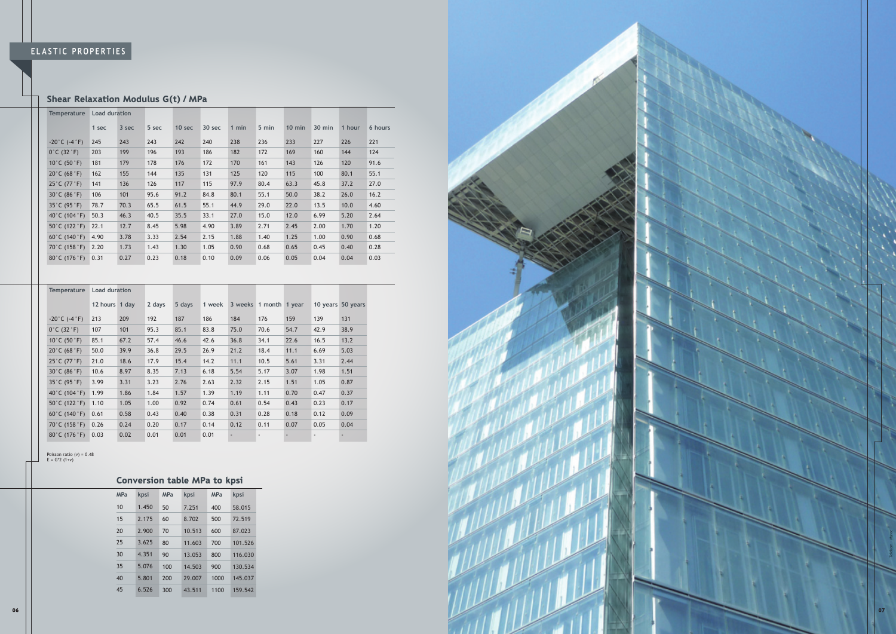## ELASTIC PROPERTIES

### Shear Relaxation Modulus G(t) / MPa

| Temperature | Load duration | | | | | | | | | | |
|---|---|---|---|---|---|---|---|---|---|---|---|
| | 1 sec | 3 sec | 5 sec | 10 sec | 30 sec | 1 min | 5 min | 10 min | 30 min | 1 hour | 6 hours |
| -20°C (-4°F) | 245 | 243 | 243 | 242 | 240 | 238 | 236 | 233 | 227 | 226 | 221 |
| 0°C (32°F) | 203 | 199 | 196 | 193 | 186 | 182 | 172 | 169 | 160 | 144 | 124 |
| 10°C (50°F) | 181 | 179 | 178 | 176 | 172 | 170 | 161 | 143 | 126 | 120 | 91.6 |
| 20°C (68°F) | 162 | 155 | 144 | 135 | 131 | 125 | 120 | 115 | 100 | 80.1 | 55.1 |
| 25°C (77°F) | 141 | 136 | 126 | 117 | 115 | 97.9 | 80.4 | 63.3 | 45.8 | 37.2 | 27.0 |
| 30°C (86°F) | 106 | 101 | 95.6 | 91.2 | 84.8 | 80.1 | 55.1 | 50.0 | 38.2 | 26.0 | 16.2 |
| 35°C (95°F) | 78.7 | 70.3 | 65.5 | 61.5 | 55.1 | 44.9 | 29.0 | 22.0 | 13.5 | 10.0 | 4.60 |
| 40°C (104°F) | 50.3 | 46.3 | 40.5 | 35.5 | 33.1 | 27.0 | 15.0 | 12.0 | 6.99 | 5.20 | 2.64 |
| 50°C (122°F) | 22.1 | 12.7 | 8.45 | 5.98 | 4.90 | 3.89 | 2.71 | 2.45 | 2.00 | 1.70 | 1.20 |
| 60°C (140°F) | 4.90 | 3.78 | 3.33 | 2.54 | 2.15 | 1.88 | 1.40 | 1.25 | 1.00 | 0.90 | 0.68 |
| 70°C (158°F) | 2.20 | 1.73 | 1.43 | 1.30 | 1.05 | 0.90 | 0.68 | 0.65 | 0.45 | 0.40 | 0.28 |
| 80°C (176°F) | 0.31 | 0.27 | 0.23 | 0.18 | 0.10 | 0.09 | 0.06 | 0.05 | 0.04 | 0.04 | 0.03 |

| Temperature | Load duration | | | | | | | | | |
|---|---|---|---|---|---|---|---|---|---|---|
| | 12 hours | 1 day | 2 days | 5 days | 1 week | 3 weeks | 1 month | 1 year | 10 years | 50 years |
| -20°C (-4°F) | 213 | 209 | 192 | 187 | 186 | 184 | 176 | 159 | 139 | 131 |
| 0°C (32°F) | 107 | 101 | 95.3 | 85.1 | 83.8 | 75.0 | 70.6 | 54.7 | 42.9 | 38.9 |
| 10°C (50°F) | 85.1 | 67.2 | 57.4 | 46.6 | 42.6 | 36.8 | 34.1 | 22.6 | 16.5 | 13.2 |
| 20°C (68°F) | 50.0 | 39.9 | 36.8 | 29.5 | 26.9 | 21.2 | 18.4 | 11.1 | 6.69 | 5.03 |
| 25°C (77°F) | 21.0 | 18.6 | 17.9 | 15.4 | 14.2 | 11.1 | 10.5 | 5.61 | 3.31 | 2.44 |
| 30°C (86°F) | 10.6 | 8.97 | 8.35 | 7.13 | 6.18 | 5.54 | 5.17 | 3.07 | 1.98 | 1.51 |
| 35°C (95°F) | 3.99 | 3.31 | 3.23 | 2.76 | 2.63 | 2.32 | 2.15 | 1.51 | 1.05 | 0.87 |
| 40°C (104°F) | 1.99 | 1.86 | 1.84 | 1.57 | 1.39 | 1.19 | 1.11 | 0.70 | 0.47 | 0.37 |
| 50°C (122°F) | 1.10 | 1.05 | 1.00 | 0.92 | 0.74 | 0.61 | 0.54 | 0.43 | 0.23 | 0.17 |
| 60°C (140°F) | 0.61 | 0.58 | 0.43 | 0.40 | 0.38 | 0.31 | 0.28 | 0.18 | 0.12 | 0.09 |
| 70°C (158°F) | 0.26 | 0.24 | 0.20 | 0.17 | 0.14 | 0.12 | 0.11 | 0.07 | 0.05 | 0.04 |
| 80°C (176°F) | 0.03 | 0.02 | 0.01 | 0.01 | 0.01 | - | - | - | - | - |

Poisson ratio ($\nu$) = 0.48
$E = G*2 (1+\nu)$

### Conversion table MPa to kpsi

| MPa | kpsi | MPa | kpsi | MPa | kpsi |
|---|---|---|---|---|---|
| 10 | 1.450 | 50 | 7.251 | 400 | 58.015 |
| 15 | 2.175 | 60 | 8.702 | 500 | 72.519 |
| 20 | 2.900 | 70 | 10.513 | 600 | 87.023 |
| 25 | 3.625 | 80 | 11.603 | 700 | 101.526 |
| 30 | 4.351 | 90 | 13.053 | 800 | 116.030 |
| 35 | 5.076 | 100 | 14.503 | 900 | 130.534 |
| 40 | 5.801 | 200 | 29.007 | 1000 | 145.037 |
| 45 | 6.526 | 300 | 43.511 | 1100 | 159.542 |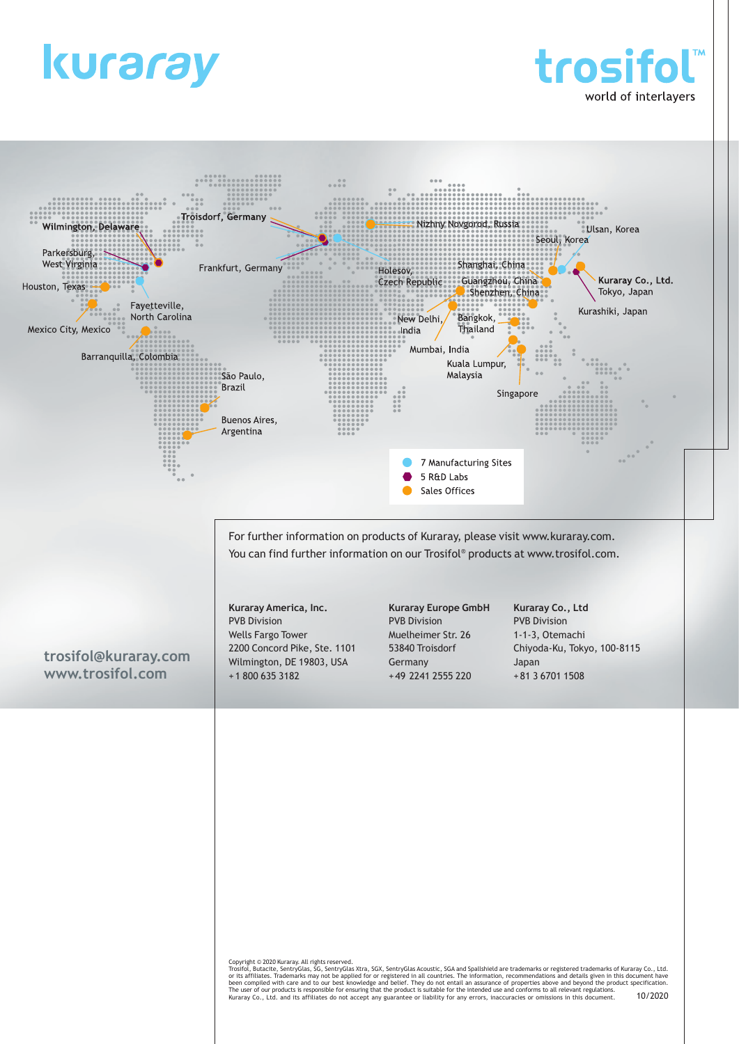kuraray

trosifol™
world of interlayers

Wilmington, Delaware
Parkersburg, West Virginia
Houston, Texas
Fayetteville, North Carolina
Mexico City, Mexico
Barranquilla, Colombia
São Paulo, Brazil
Buenos Aires, Argentina
Troisdorf, Germany
Frankfurt, Germany
Holesov, Czech Republic
Nizhny Novgorod, Russia
New Delhi, India
Mumbai, India
Shanghai, China
Guangzhou, China
Shenzhen, China
Bangkok, Thailand
Kuala Lumpur, Malaysia
Singapore
Seoul, Korea
Ulsan, Korea
Kuraray Co., Ltd. Tokyo, Japan
Kurashiki, Japan

7 Manufacturing Sites
5 R&D Labs
Sales Offices

For further information on products of Kuraray, please visit www.kuraray.com.
You can find further information on our Trosifol® products at www.trosifol.com.

trosifol@kuraray.com
www.trosifol.com

**Kuraray America, Inc.**
PVB Division
Wells Fargo Tower
2200 Concord Pike, Ste. 1101
Wilmington, DE 19803, USA
+1 800 635 3182

**Kuraray Europe GmbH**
PVB Division
Muelheimer Str. 26
53840 Troisdorf
Germany
+49 2241 2555 220

**Kuraray Co., Ltd**
PVB Division
1-1-3, Otemachi
Chiyoda-Ku, Tokyo, 100-8115
Japan
+81 3 6701 1508

Copyright © 2020 Kuraray. All rights reserved.
Trosifol, Butacite, SentryGlas, SG, SentryGlas Xtra, SGX, SentryGlas Acoustic, SGA and Spallshield are trademarks or registered trademarks of Kuraray Co., Ltd. or its affiliates. Trademarks may not be applied for or registered in all countries. The information, recommendations and details given in this document have been compiled with care and to our best knowledge and belief. They do not entail an assurance of properties above and beyond the product specification. The user of our products is responsible for ensuring that the product is suitable for the intended use and conforms to all relevant regulations. Kuraray Co., Ltd. and its affiliates do not accept any guarantee or liability for any errors, inaccuracies or omissions in this document.

10/2020